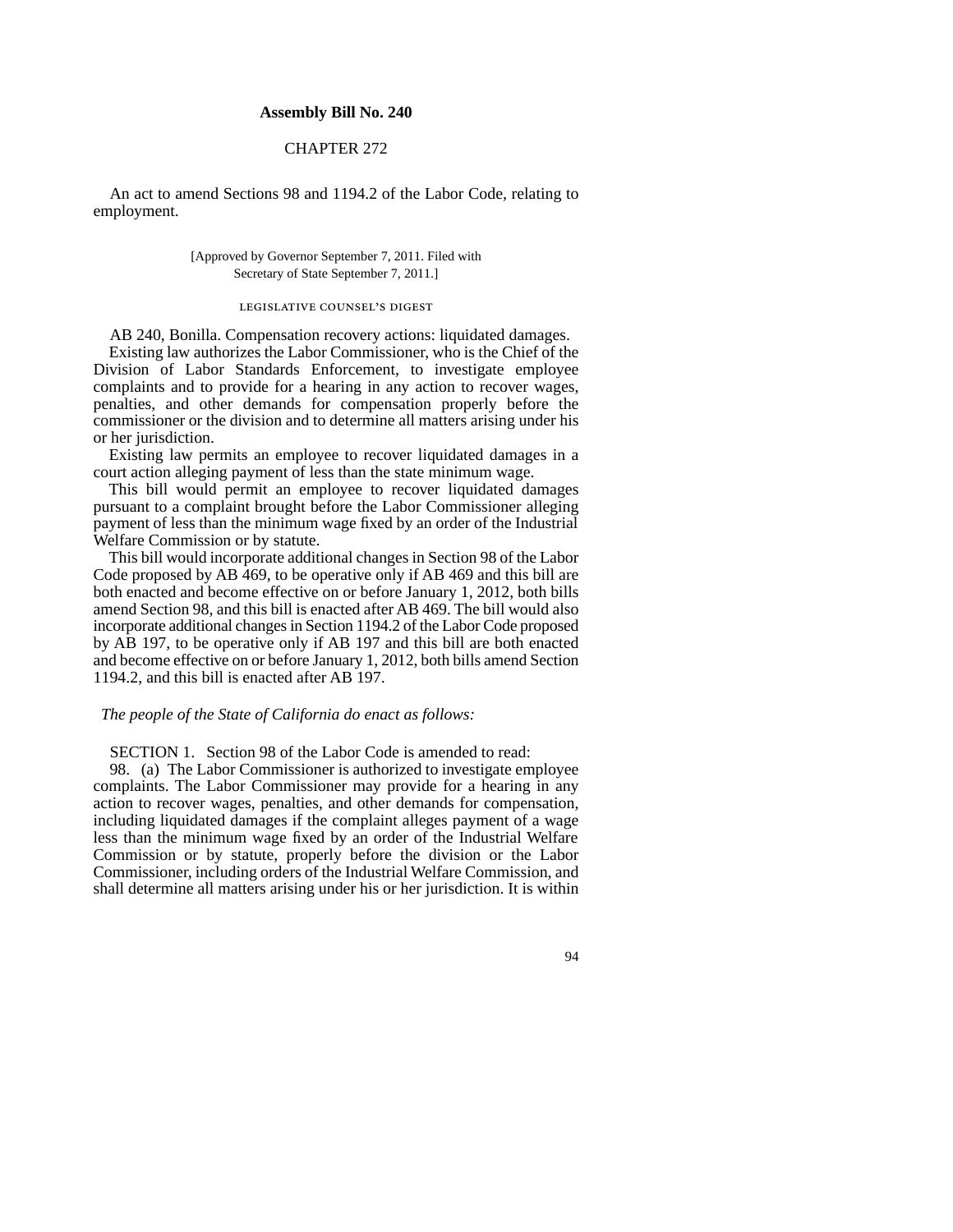**Assembly Bill No. 240**

CHAPTER 272

An act to amend Sections 98 and 1194.2 of the Labor Code, relating to employment.

[Approved by Governor September 7, 2011. Filed with Secretary of State September 7, 2011.]

LEGISLATIVE COUNSEL'S DIGEST

AB 240, Bonilla. Compensation recovery actions: liquidated damages.

Existing law authorizes the Labor Commissioner, who is the Chief of the Division of Labor Standards Enforcement, to investigate employee complaints and to provide for a hearing in any action to recover wages, penalties, and other demands for compensation properly before the commissioner or the division and to determine all matters arising under his or her jurisdiction.

Existing law permits an employee to recover liquidated damages in a court action alleging payment of less than the state minimum wage.

This bill would permit an employee to recover liquidated damages pursuant to a complaint brought before the Labor Commissioner alleging payment of less than the minimum wage fixed by an order of the Industrial Welfare Commission or by statute.

This bill would incorporate additional changes in Section 98 of the Labor Code proposed by AB 469, to be operative only if AB 469 and this bill are both enacted and become effective on or before January 1, 2012, both bills amend Section 98, and this bill is enacted after AB 469. The bill would also incorporate additional changes in Section 1194.2 of the Labor Code proposed by AB 197, to be operative only if AB 197 and this bill are both enacted and become effective on or before January 1, 2012, both bills amend Section 1194.2, and this bill is enacted after AB 197.

*The people of the State of California do enact as follows:*

SECTION 1. Section 98 of the Labor Code is amended to read:

98. (a) The Labor Commissioner is authorized to investigate employee complaints. The Labor Commissioner may provide for a hearing in any action to recover wages, penalties, and other demands for compensation, including liquidated damages if the complaint alleges payment of a wage less than the minimum wage fixed by an order of the Industrial Welfare Commission or by statute, properly before the division or the Labor Commissioner, including orders of the Industrial Welfare Commission, and shall determine all matters arising under his or her jurisdiction. It is within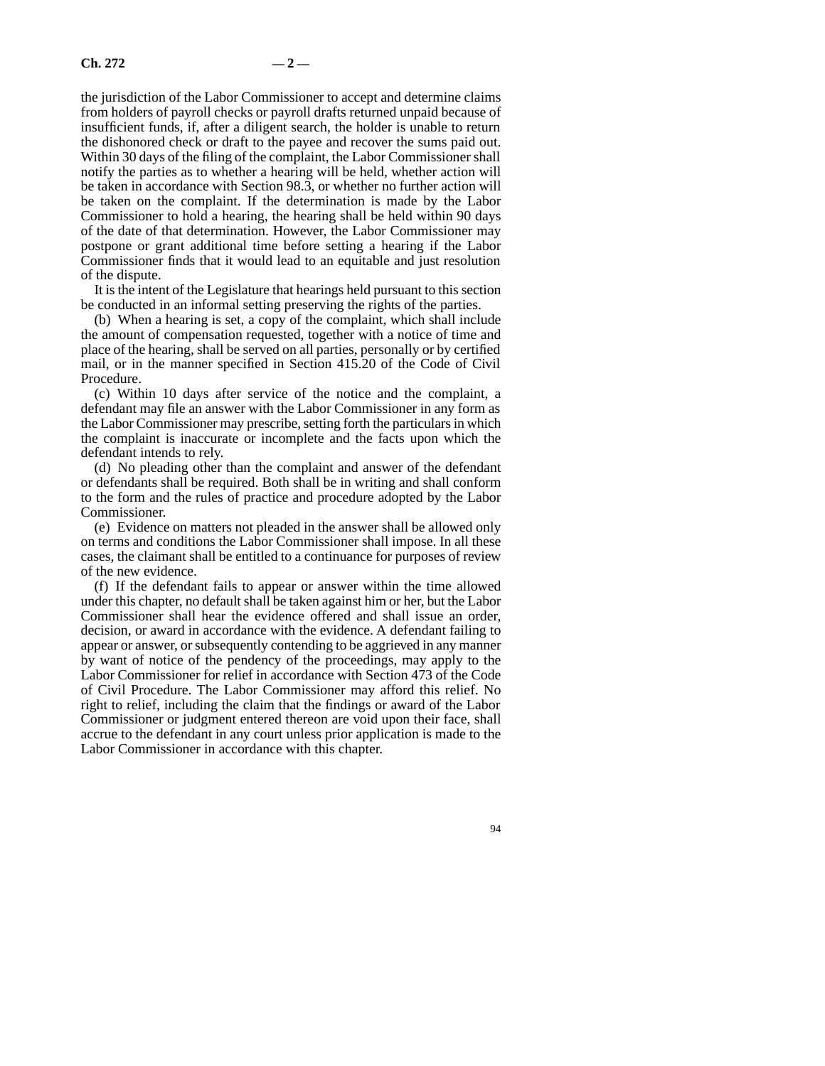the jurisdiction of the Labor Commissioner to accept and determine claims from holders of payroll checks or payroll drafts returned unpaid because of insufficient funds, if, after a diligent search, the holder is unable to return the dishonored check or draft to the payee and recover the sums paid out. Within 30 days of the filing of the complaint, the Labor Commissioner shall notify the parties as to whether a hearing will be held, whether action will be taken in accordance with Section 98.3, or whether no further action will be taken on the complaint. If the determination is made by the Labor Commissioner to hold a hearing, the hearing shall be held within 90 days of the date of that determination. However, the Labor Commissioner may postpone or grant additional time before setting a hearing if the Labor Commissioner finds that it would lead to an equitable and just resolution of the dispute.

It is the intent of the Legislature that hearings held pursuant to this section be conducted in an informal setting preserving the rights of the parties.

(b) When a hearing is set, a copy of the complaint, which shall include the amount of compensation requested, together with a notice of time and place of the hearing, shall be served on all parties, personally or by certified mail, or in the manner specified in Section 415.20 of the Code of Civil Procedure.

(c) Within 10 days after service of the notice and the complaint, a defendant may file an answer with the Labor Commissioner in any form as the Labor Commissioner may prescribe, setting forth the particulars in which the complaint is inaccurate or incomplete and the facts upon which the defendant intends to rely.

(d) No pleading other than the complaint and answer of the defendant or defendants shall be required. Both shall be in writing and shall conform to the form and the rules of practice and procedure adopted by the Labor Commissioner.

(e) Evidence on matters not pleaded in the answer shall be allowed only on terms and conditions the Labor Commissioner shall impose. In all these cases, the claimant shall be entitled to a continuance for purposes of review of the new evidence.

(f) If the defendant fails to appear or answer within the time allowed under this chapter, no default shall be taken against him or her, but the Labor Commissioner shall hear the evidence offered and shall issue an order, decision, or award in accordance with the evidence. A defendant failing to appear or answer, or subsequently contending to be aggrieved in any manner by want of notice of the pendency of the proceedings, may apply to the Labor Commissioner for relief in accordance with Section 473 of the Code of Civil Procedure. The Labor Commissioner may afford this relief. No right to relief, including the claim that the findings or award of the Labor Commissioner or judgment entered thereon are void upon their face, shall accrue to the defendant in any court unless prior application is made to the Labor Commissioner in accordance with this chapter.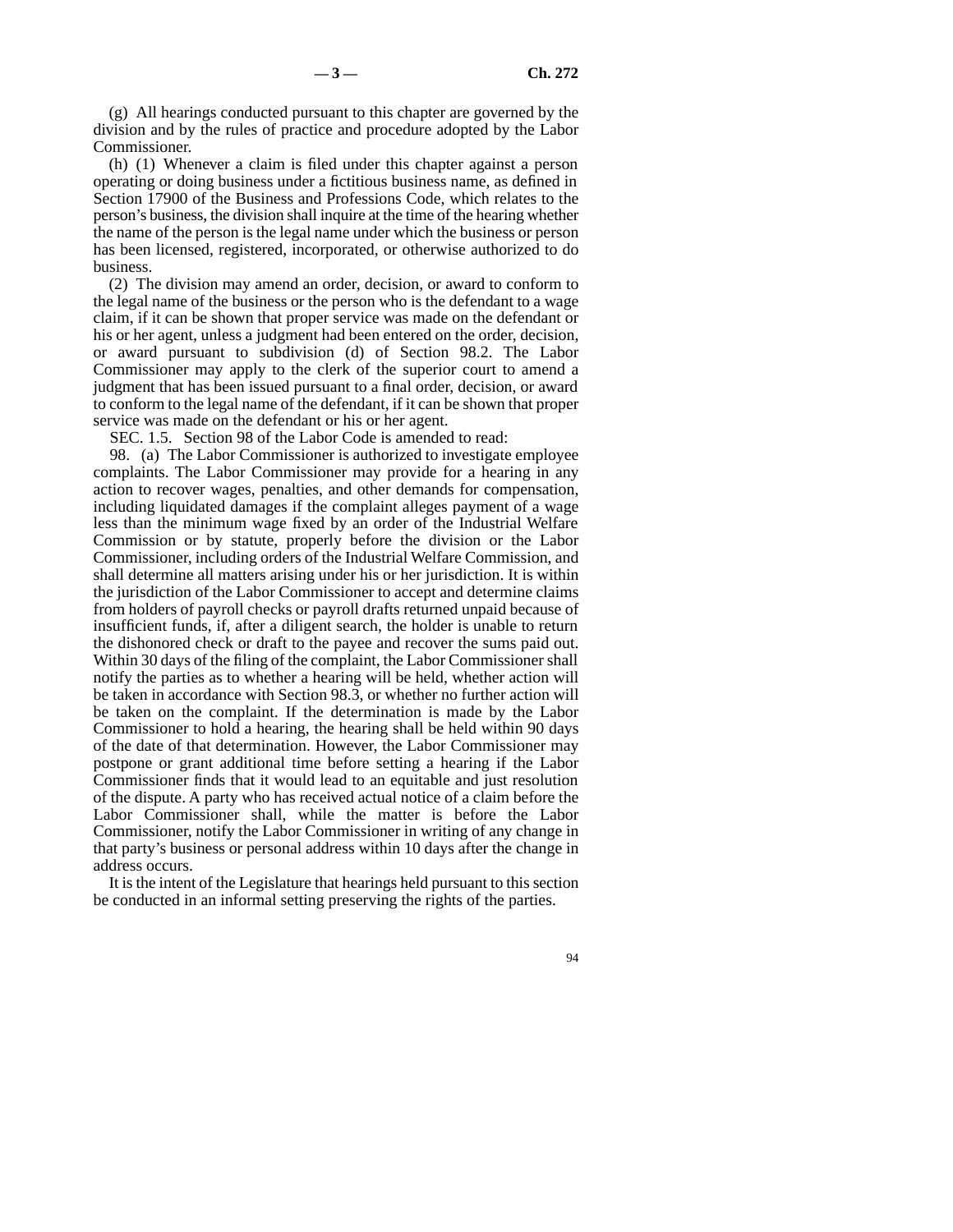(g) All hearings conducted pursuant to this chapter are governed by the division and by the rules of practice and procedure adopted by the Labor Commissioner.

(h) (1) Whenever a claim is filed under this chapter against a person operating or doing business under a fictitious business name, as defined in Section 17900 of the Business and Professions Code, which relates to the person's business, the division shall inquire at the time of the hearing whether the name of the person is the legal name under which the business or person has been licensed, registered, incorporated, or otherwise authorized to do business.

(2) The division may amend an order, decision, or award to conform to the legal name of the business or the person who is the defendant to a wage claim, if it can be shown that proper service was made on the defendant or his or her agent, unless a judgment had been entered on the order, decision, or award pursuant to subdivision (d) of Section 98.2. The Labor Commissioner may apply to the clerk of the superior court to amend a judgment that has been issued pursuant to a final order, decision, or award to conform to the legal name of the defendant, if it can be shown that proper service was made on the defendant or his or her agent.

SEC. 1.5. Section 98 of the Labor Code is amended to read:

98. (a) The Labor Commissioner is authorized to investigate employee complaints. The Labor Commissioner may provide for a hearing in any action to recover wages, penalties, and other demands for compensation, including liquidated damages if the complaint alleges payment of a wage less than the minimum wage fixed by an order of the Industrial Welfare Commission or by statute, properly before the division or the Labor Commissioner, including orders of the Industrial Welfare Commission, and shall determine all matters arising under his or her jurisdiction. It is within the jurisdiction of the Labor Commissioner to accept and determine claims from holders of payroll checks or payroll drafts returned unpaid because of insufficient funds, if, after a diligent search, the holder is unable to return the dishonored check or draft to the payee and recover the sums paid out. Within 30 days of the filing of the complaint, the Labor Commissioner shall notify the parties as to whether a hearing will be held, whether action will be taken in accordance with Section 98.3, or whether no further action will be taken on the complaint. If the determination is made by the Labor Commissioner to hold a hearing, the hearing shall be held within 90 days of the date of that determination. However, the Labor Commissioner may postpone or grant additional time before setting a hearing if the Labor Commissioner finds that it would lead to an equitable and just resolution of the dispute. A party who has received actual notice of a claim before the Labor Commissioner shall, while the matter is before the Labor Commissioner, notify the Labor Commissioner in writing of any change in that party's business or personal address within 10 days after the change in address occurs.

It is the intent of the Legislature that hearings held pursuant to this section be conducted in an informal setting preserving the rights of the parties.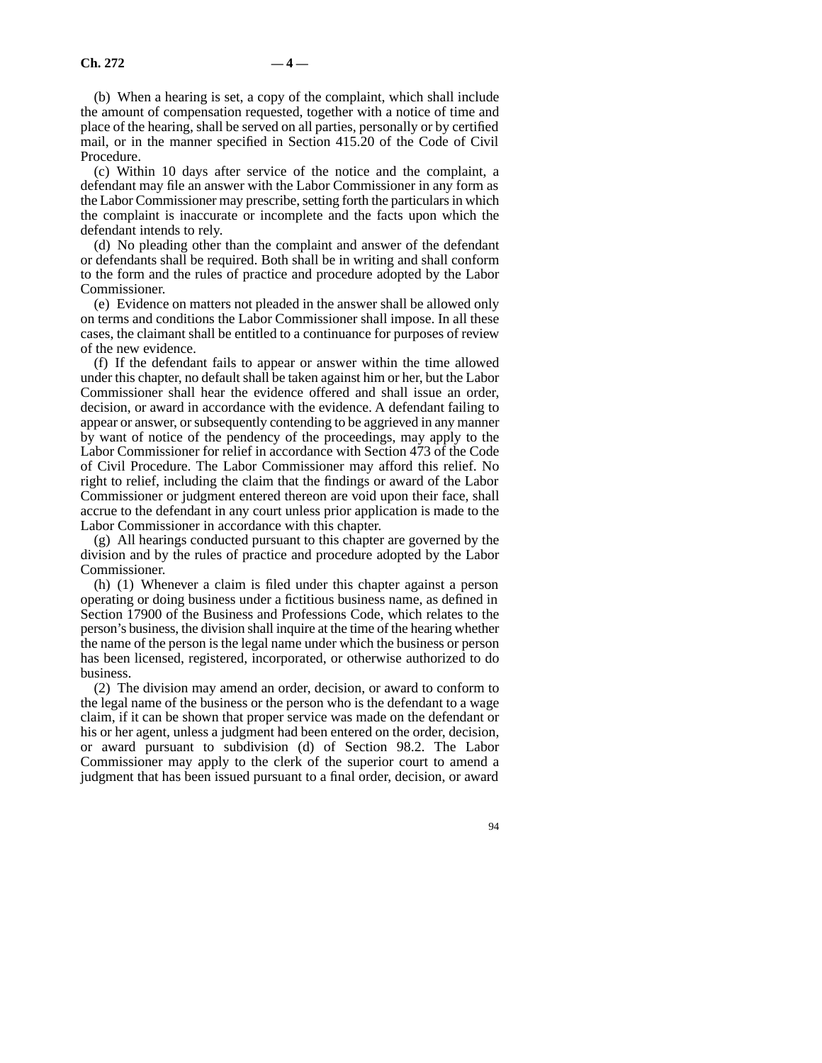(b) When a hearing is set, a copy of the complaint, which shall include the amount of compensation requested, together with a notice of time and place of the hearing, shall be served on all parties, personally or by certified mail, or in the manner specified in Section 415.20 of the Code of Civil Procedure.

(c) Within 10 days after service of the notice and the complaint, a defendant may file an answer with the Labor Commissioner in any form as the Labor Commissioner may prescribe, setting forth the particulars in which the complaint is inaccurate or incomplete and the facts upon which the defendant intends to rely.

(d) No pleading other than the complaint and answer of the defendant or defendants shall be required. Both shall be in writing and shall conform to the form and the rules of practice and procedure adopted by the Labor Commissioner.

(e) Evidence on matters not pleaded in the answer shall be allowed only on terms and conditions the Labor Commissioner shall impose. In all these cases, the claimant shall be entitled to a continuance for purposes of review of the new evidence.

(f) If the defendant fails to appear or answer within the time allowed under this chapter, no default shall be taken against him or her, but the Labor Commissioner shall hear the evidence offered and shall issue an order, decision, or award in accordance with the evidence. A defendant failing to appear or answer, or subsequently contending to be aggrieved in any manner by want of notice of the pendency of the proceedings, may apply to the Labor Commissioner for relief in accordance with Section 473 of the Code of Civil Procedure. The Labor Commissioner may afford this relief. No right to relief, including the claim that the findings or award of the Labor Commissioner or judgment entered thereon are void upon their face, shall accrue to the defendant in any court unless prior application is made to the Labor Commissioner in accordance with this chapter.

(g) All hearings conducted pursuant to this chapter are governed by the division and by the rules of practice and procedure adopted by the Labor Commissioner.

(h) (1) Whenever a claim is filed under this chapter against a person operating or doing business under a fictitious business name, as defined in Section 17900 of the Business and Professions Code, which relates to the person's business, the division shall inquire at the time of the hearing whether the name of the person is the legal name under which the business or person has been licensed, registered, incorporated, or otherwise authorized to do business.

(2) The division may amend an order, decision, or award to conform to the legal name of the business or the person who is the defendant to a wage claim, if it can be shown that proper service was made on the defendant or his or her agent, unless a judgment had been entered on the order, decision, or award pursuant to subdivision (d) of Section 98.2. The Labor Commissioner may apply to the clerk of the superior court to amend a judgment that has been issued pursuant to a final order, decision, or award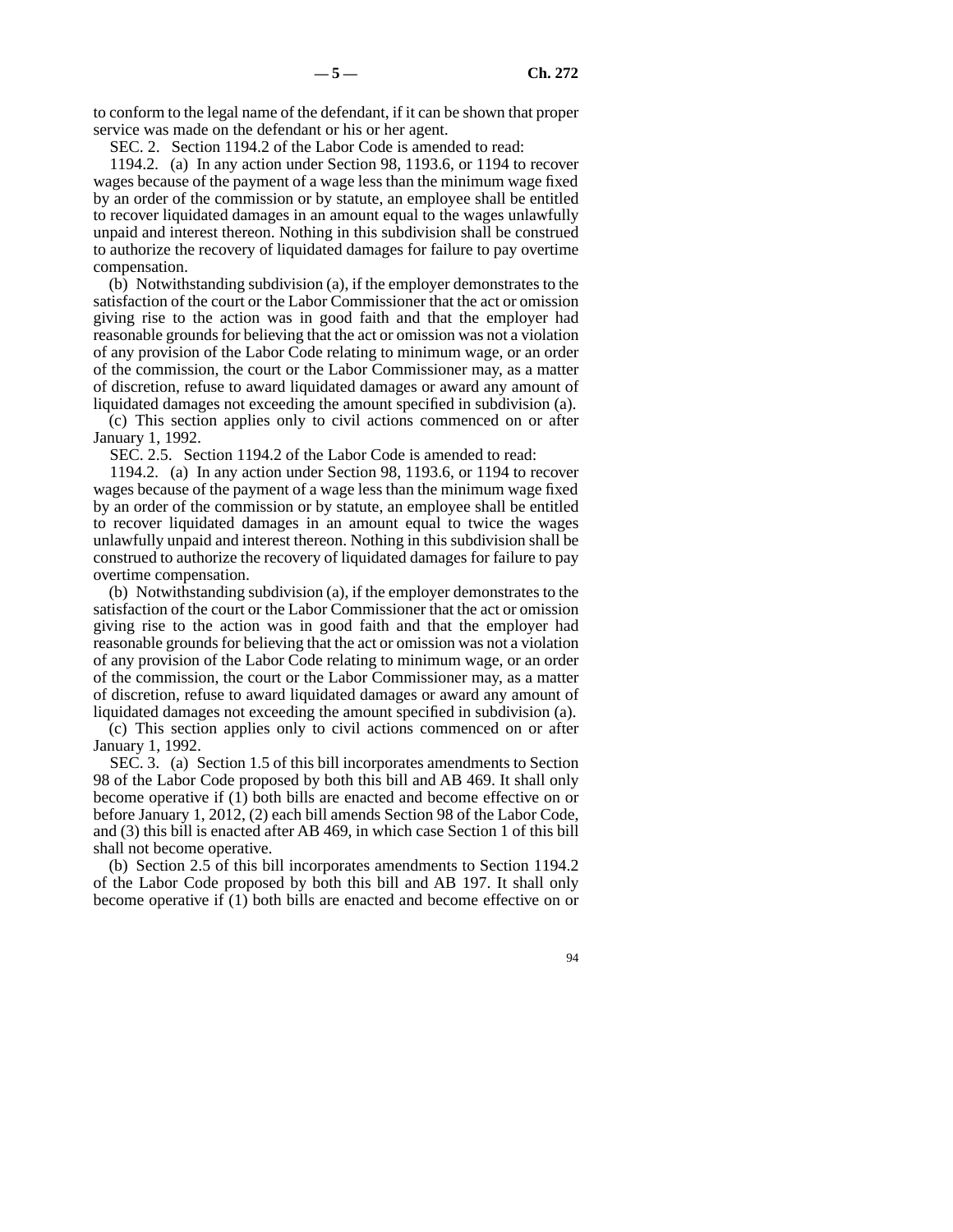to conform to the legal name of the defendant, if it can be shown that proper service was made on the defendant or his or her agent.

SEC. 2. Section 1194.2 of the Labor Code is amended to read:

1194.2. (a) In any action under Section 98, 1193.6, or 1194 to recover wages because of the payment of a wage less than the minimum wage fixed by an order of the commission or by statute, an employee shall be entitled to recover liquidated damages in an amount equal to the wages unlawfully unpaid and interest thereon. Nothing in this subdivision shall be construed to authorize the recovery of liquidated damages for failure to pay overtime compensation.

(b) Notwithstanding subdivision (a), if the employer demonstrates to the satisfaction of the court or the Labor Commissioner that the act or omission giving rise to the action was in good faith and that the employer had reasonable grounds for believing that the act or omission was not a violation of any provision of the Labor Code relating to minimum wage, or an order of the commission, the court or the Labor Commissioner may, as a matter of discretion, refuse to award liquidated damages or award any amount of liquidated damages not exceeding the amount specified in subdivision (a).

(c) This section applies only to civil actions commenced on or after January 1, 1992.

SEC. 2.5. Section 1194.2 of the Labor Code is amended to read:

1194.2. (a) In any action under Section 98, 1193.6, or 1194 to recover wages because of the payment of a wage less than the minimum wage fixed by an order of the commission or by statute, an employee shall be entitled to recover liquidated damages in an amount equal to twice the wages unlawfully unpaid and interest thereon. Nothing in this subdivision shall be construed to authorize the recovery of liquidated damages for failure to pay overtime compensation.

(b) Notwithstanding subdivision (a), if the employer demonstrates to the satisfaction of the court or the Labor Commissioner that the act or omission giving rise to the action was in good faith and that the employer had reasonable grounds for believing that the act or omission was not a violation of any provision of the Labor Code relating to minimum wage, or an order of the commission, the court or the Labor Commissioner may, as a matter of discretion, refuse to award liquidated damages or award any amount of liquidated damages not exceeding the amount specified in subdivision (a).

(c) This section applies only to civil actions commenced on or after January 1, 1992.

SEC. 3. (a) Section 1.5 of this bill incorporates amendments to Section 98 of the Labor Code proposed by both this bill and AB 469. It shall only become operative if (1) both bills are enacted and become effective on or before January 1, 2012, (2) each bill amends Section 98 of the Labor Code, and (3) this bill is enacted after AB 469, in which case Section 1 of this bill shall not become operative.

(b) Section 2.5 of this bill incorporates amendments to Section 1194.2 of the Labor Code proposed by both this bill and AB 197. It shall only become operative if (1) both bills are enacted and become effective on or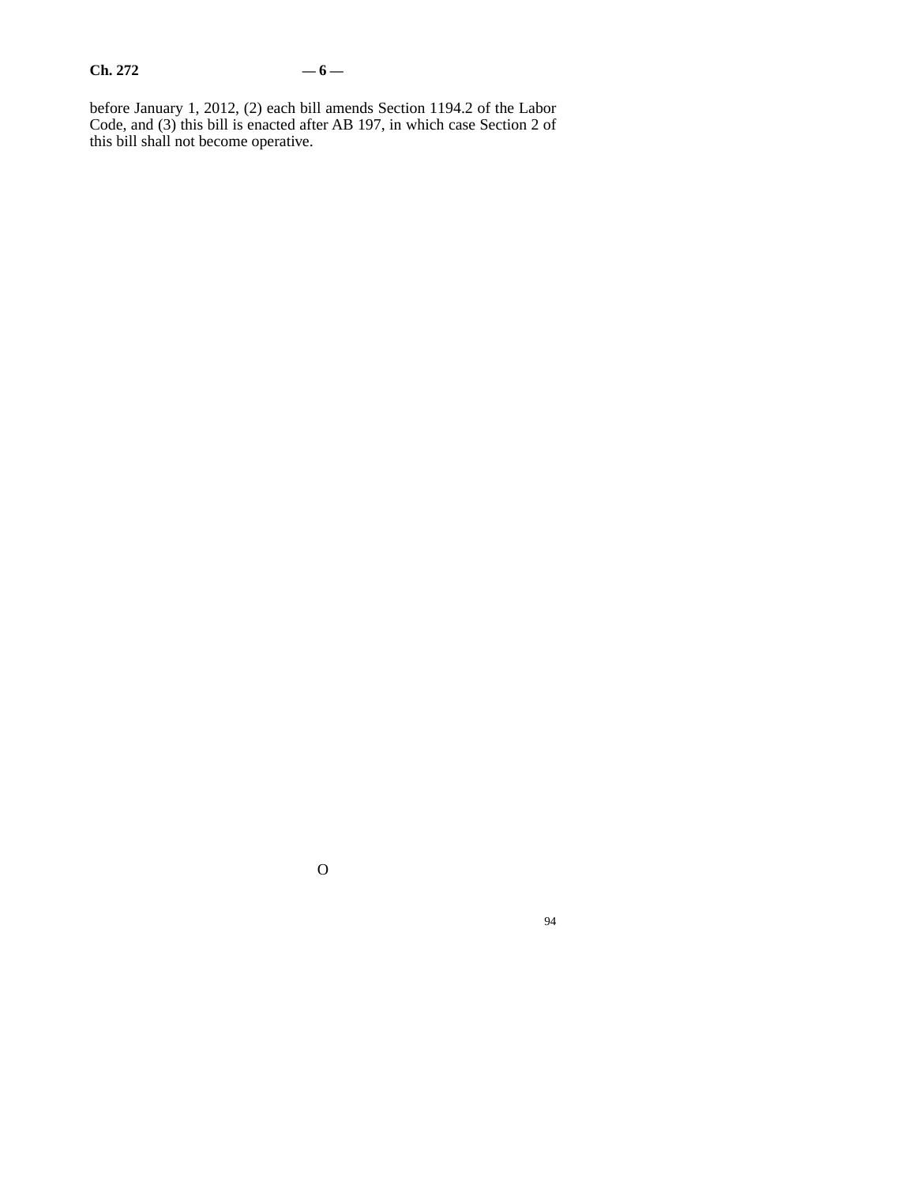before January 1, 2012, (2) each bill amends Section 1194.2 of the Labor Code, and (3) this bill is enacted after AB 197, in which case Section 2 of this bill shall not become operative.

O